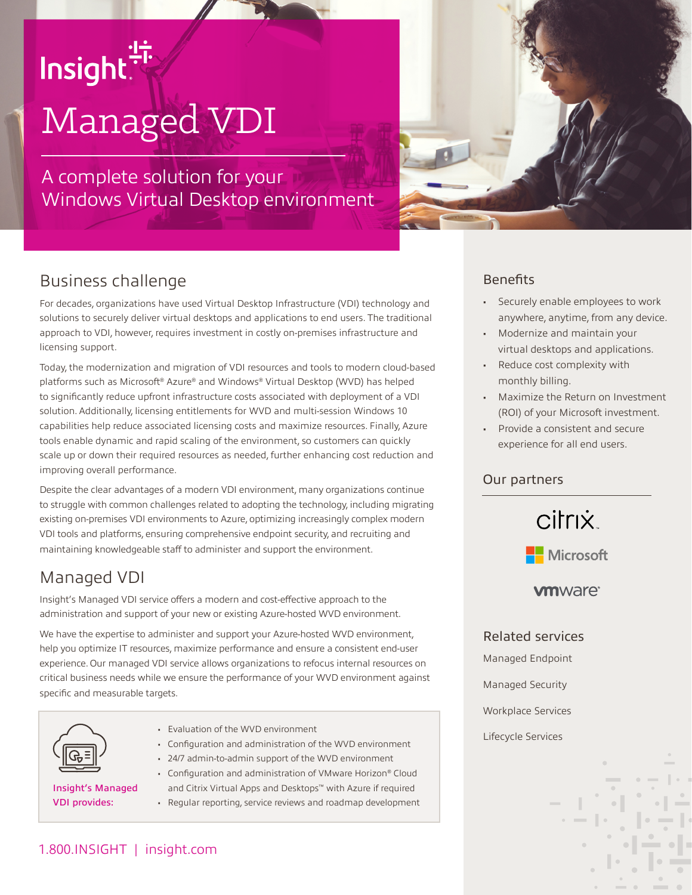Insight

# Managed VDI

A complete solution for your Windows Virtual Desktop environment

## Business challenge

For decades, organizations have used Virtual Desktop Infrastructure (VDI) technology and solutions to securely deliver virtual desktops and applications to end users. The traditional approach to VDI, however, requires investment in costly on-premises infrastructure and licensing support.

Today, the modernization and migration of VDI resources and tools to modern cloud-based platforms such as Microsoft® Azure® and Windows® Virtual Desktop (WVD) has helped to significantly reduce upfront infrastructure costs associated with deployment of a VDI solution. Additionally, licensing entitlements for WVD and multi-session Windows 10 capabilities help reduce associated licensing costs and maximize resources. Finally, Azure tools enable dynamic and rapid scaling of the environment, so customers can quickly scale up or down their required resources as needed, further enhancing cost reduction and improving overall performance.

Despite the clear advantages of a modern VDI environment, many organizations continue to struggle with common challenges related to adopting the technology, including migrating existing on-premises VDI environments to Azure, optimizing increasingly complex modern VDI tools and platforms, ensuring comprehensive endpoint security, and recruiting and maintaining knowledgeable staff to administer and support the environment.

## Managed VDI

Insight's Managed VDI service offers a modern and cost-effective approach to the administration and support of your new or existing Azure-hosted WVD environment.

We have the expertise to administer and support your Azure-hosted WVD environment, help you optimize IT resources, maximize performance and ensure a consistent end-user experience. Our managed VDI service allows organizations to refocus internal resources on critical business needs while we ensure the performance of your WVD environment against specific and measurable targets.

**Insight's Managed VDI provides:**

- Evaluation of the WVD environment
- Configuration and administration of the WVD environment
- 24/7 admin-to-admin support of the WVD environment
- Configuration and administration of VMware Horizon® Cloud and Citrix Virtual Apps and Desktops™ with Azure if required
- Regular reporting, service reviews and roadmap development

### Benefits

- Securely enable employees to work anywhere, anytime, from any device.
- Modernize and maintain your virtual desktops and applications.
- Reduce cost complexity with monthly billing.
- Maximize the Return on Investment (ROI) of your Microsoft investment.
- Provide a consistent and secure experience for all end users.

### Our partners

citrix

Microsoft

vmware

### Related services

Managed Endpoint

Managed Security

Workplace Services

Lifecycle Services

1.800.INSIGHT | insight.com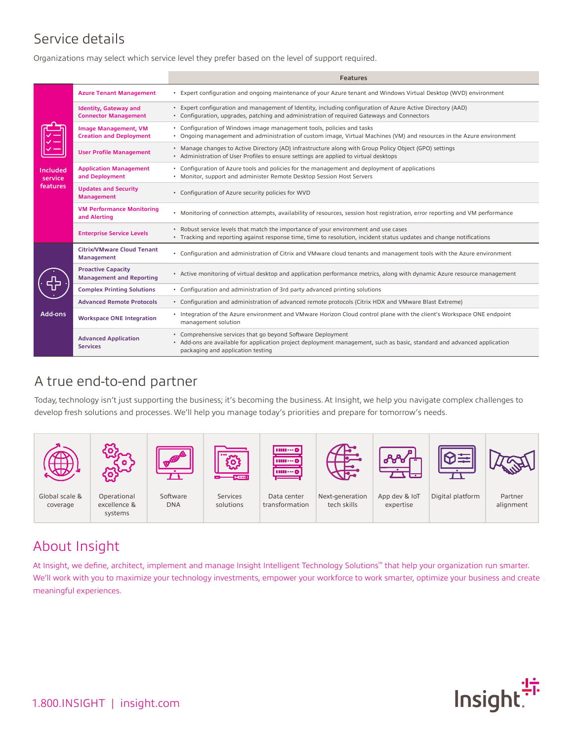## Service details

Organizations may select which service level they prefer based on the level of support required.

| | | Features |
|---|---|---|
| Included service features | **Azure Tenant Management** | • Expert configuration and ongoing maintenance of your Azure tenant and Windows Virtual Desktop (WVD) environment |
| | **Identity, Gateway and Connector Management** | • Expert configuration and management of Identity, including configuration of Azure Active Directory (AAD)<br>• Configuration, upgrades, patching and administration of required Gateways and Connectors |
| | **Image Management, VM Creation and Deployment** | • Configuration of Windows image management tools, policies and tasks<br>• Ongoing management and administration of custom image, Virtual Machines (VM) and resources in the Azure environment |
| | **User Profile Management** | • Manage changes to Active Directory (AD) infrastructure along with Group Policy Object (GPO) settings<br>• Administration of User Profiles to ensure settings are applied to virtual desktops |
| | **Application Management and Deployment** | • Configuration of Azure tools and policies for the management and deployment of applications<br>• Monitor, support and administer Remote Desktop Session Host Servers |
| | **Updates and Security Management** | • Configuration of Azure security policies for WVD |
| | **VM Performance Monitoring and Alerting** | • Monitoring of connection attempts, availability of resources, session host registration, error reporting and VM performance |
| | **Enterprise Service Levels** | • Robust service levels that match the importance of your environment and use cases<br>• Tracking and reporting against response time, time to resolution, incident status updates and change notifications |
| Add-ons | **Citrix/VMware Cloud Tenant Management** | • Configuration and administration of Citrix and VMware cloud tenants and management tools with the Azure environment |
| | **Proactive Capacity Management and Reporting** | • Active monitoring of virtual desktop and application performance metrics, along with dynamic Azure resource management |
| | **Complex Printing Solutions** | • Configuration and administration of 3rd party advanced printing solutions |
| | **Advanced Remote Protocols** | • Configuration and administration of advanced remote protocols (Citrix HDX and VMware Blast Extreme) |
| | **Workspace ONE Integration** | • Integration of the Azure environment and VMware Horizon Cloud control plane with the client's Workspace ONE endpoint management solution |
| | **Advanced Application Services** | • Comprehensive services that go beyond Software Deployment<br>• Add-ons are available for application project deployment management, such as basic, standard and advanced application packaging and application testing |

## A true end-to-end partner

Today, technology isn't just supporting the business; it's becoming the business. At Insight, we help you navigate complex challenges to develop fresh solutions and processes. We'll help you manage today's priorities and prepare for tomorrow's needs.

Global scale & coverage

Operational excellence & systems

Software DNA

Services solutions

Data center transformation

Next-generation tech skills

App dev & IoT expertise

Digital platform

Partner alignment

## About Insight

At Insight, we define, architect, implement and manage Insight Intelligent Technology Solutions™ that help your organization run smarter. We'll work with you to maximize your technology investments, empower your workforce to work smarter, optimize your business and create meaningful experiences.

1.800.INSIGHT | insight.com

Insight